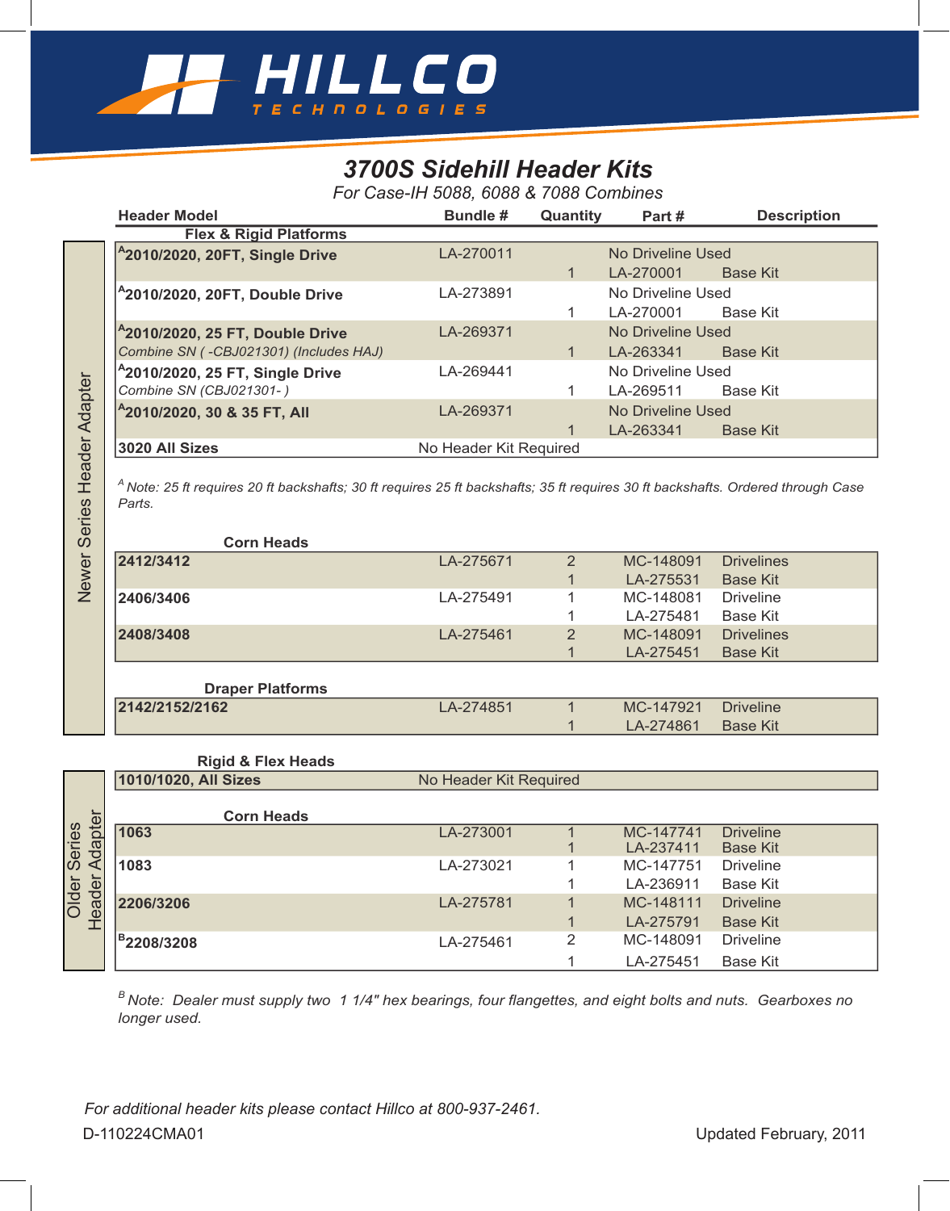HILLCO TECHNOLOGIES

# 3700S Sidehill Header Kits

*For Case-IH 5088, 6088 & 7088 Combines*

## Newer Series Header Adapter

| Header Model | Bundle # | Quantity | Part # | Description |
|---|---|---|---|---|
| **Flex & Rigid Platforms** | | | | |
| [A]**2010/2020, 20FT, Single Drive** | LA-270011 | | No Driveline Used | |
| | | 1 | LA-270001 | Base Kit |
| [A]**2010/2020, 20FT, Double Drive** | LA-273891 | | No Driveline Used | |
| | | 1 | LA-270001 | Base Kit |
| [A]**2010/2020, 25 FT, Double Drive** *Combine SN ( -CBJ021301) (Includes HAJ)* | LA-269371 | | No Driveline Used | |
| | | 1 | LA-263341 | Base Kit |
| [A]**2010/2020, 25 FT, Single Drive** *Combine SN (CBJ021301- )* | LA-269441 | | No Driveline Used | |
| | | 1 | LA-269511 | Base Kit |
| [A]**2010/2020, 30 & 35 FT, All** | LA-269371 | | No Driveline Used | |
| | | 1 | LA-263341 | Base Kit |
| **3020 All Sizes** | No Header Kit Required | | | |

*[A] Note: 25 ft requires 20 ft backshafts; 30 ft requires 25 ft backshafts; 35 ft requires 30 ft backshafts. Ordered through Case Parts.*

| Header Model | Bundle # | Quantity | Part # | Description |
|---|---|---|---|---|
| **Corn Heads** | | | | |
| **2412/3412** | LA-275671 | 2 | MC-148091 | Drivelines |
| | | 1 | LA-275531 | Base Kit |
| **2406/3406** | LA-275491 | 1 | MC-148081 | Driveline |
| | | 1 | LA-275481 | Base Kit |
| **2408/3408** | LA-275461 | 2 | MC-148091 | Drivelines |
| | | 1 | LA-275451 | Base Kit |
| **Draper Platforms** | | | | |
| **2142/2152/2162** | LA-274851 | 1 | MC-147921 | Driveline |
| | | 1 | LA-274861 | Base Kit |

## Older Series Header Adapter

| Header Model | Bundle # | Quantity | Part # | Description |
|---|---|---|---|---|
| **Rigid & Flex Heads** | | | | |
| **1010/1020, All Sizes** | No Header Kit Required | | | |
| **Corn Heads** | | | | |
| **1063** | LA-273001 | 1 | MC-147741 | Driveline |
| | | 1 | LA-237411 | Base Kit |
| **1083** | LA-273021 | 1 | MC-147751 | Driveline |
| | | 1 | LA-236911 | Base Kit |
| **2206/3206** | LA-275781 | 1 | MC-148111 | Driveline |
| | | 1 | LA-275791 | Base Kit |
| [B]**2208/3208** | LA-275461 | 2 | MC-148091 | Driveline |
| | | 1 | LA-275451 | Base Kit |

*[B] Note: Dealer must supply two 1 1/4" hex bearings, four flangettes, and eight bolts and nuts. Gearboxes no longer used.*

*For additional header kits please contact Hillco at 800-937-2461.*

D-110224CMA01

Updated February, 2011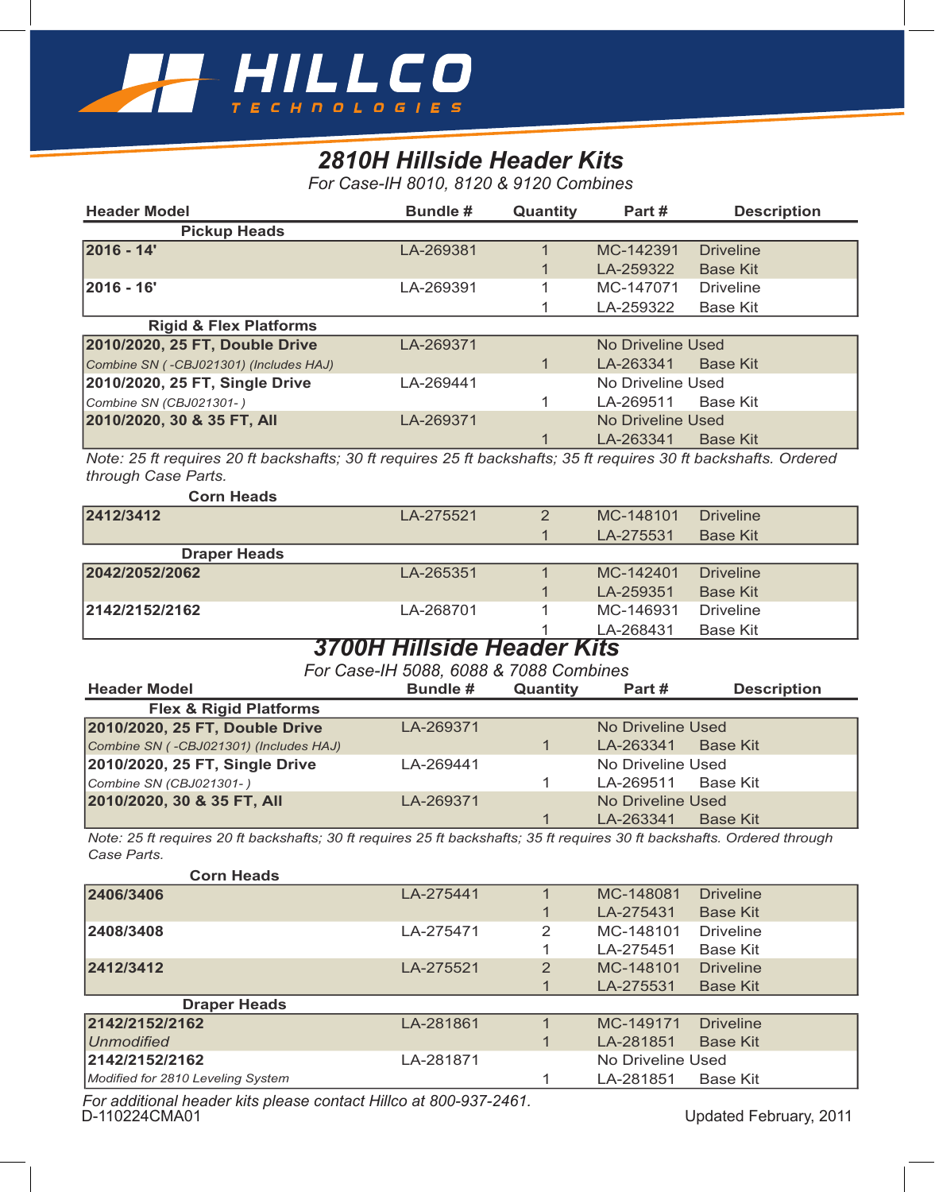HILLCO TECHNOLOGIES

# 2810H Hillside Header Kits

*For Case-IH 8010, 8120 & 9120 Combines*

| Header Model | Bundle # | Quantity | Part # | Description |
|---|---|---|---|---|
| **Pickup Heads** | | | | |
| **2016 - 14'** | LA-269381 | 1 | MC-142391 | Driveline |
| | | 1 | LA-259322 | Base Kit |
| **2016 - 16'** | LA-269391 | 1 | MC-147071 | Driveline |
| | | 1 | LA-259322 | Base Kit |
| **Rigid & Flex Platforms** | | | | |
| **2010/2020, 25 FT, Double Drive** | LA-269371 | | No Driveline Used | |
| *Combine SN ( -CBJ021301) (Includes HAJ)* | | 1 | LA-263341 | Base Kit |
| **2010/2020, 25 FT, Single Drive** | LA-269441 | | No Driveline Used | |
| *Combine SN (CBJ021301- )* | | 1 | LA-269511 | Base Kit |
| **2010/2020, 30 & 35 FT, All** | LA-269371 | | No Driveline Used | |
| | | 1 | LA-263341 | Base Kit |

*Note: 25 ft requires 20 ft backshafts; 30 ft requires 25 ft backshafts; 35 ft requires 30 ft backshafts. Ordered through Case Parts.*

| Header Model | Bundle # | Quantity | Part # | Description |
|---|---|---|---|---|
| **Corn Heads** | | | | |
| **2412/3412** | LA-275521 | 2 | MC-148101 | Driveline |
| | | 1 | LA-275531 | Base Kit |
| **Draper Heads** | | | | |
| **2042/2052/2062** | LA-265351 | 1 | MC-142401 | Driveline |
| | | 1 | LA-259351 | Base Kit |
| **2142/2152/2162** | LA-268701 | 1 | MC-146931 | Driveline |
| | | 1 | LA-268431 | Base Kit |

# 3700H Hillside Header Kits

*For Case-IH 5088, 6088 & 7088 Combines*

| Header Model | Bundle # | Quantity | Part # | Description |
|---|---|---|---|---|
| **Flex & Rigid Platforms** | | | | |
| **2010/2020, 25 FT, Double Drive** | LA-269371 | | No Driveline Used | |
| *Combine SN ( -CBJ021301) (Includes HAJ)* | | 1 | LA-263341 | Base Kit |
| **2010/2020, 25 FT, Single Drive** | LA-269441 | | No Driveline Used | |
| *Combine SN (CBJ021301- )* | | 1 | LA-269511 | Base Kit |
| **2010/2020, 30 & 35 FT, All** | LA-269371 | | No Driveline Used | |
| | | 1 | LA-263341 | Base Kit |

*Note: 25 ft requires 20 ft backshafts; 30 ft requires 25 ft backshafts; 35 ft requires 30 ft backshafts. Ordered through Case Parts.*

| Header Model | Bundle # | Quantity | Part # | Description |
|---|---|---|---|---|
| **Corn Heads** | | | | |
| **2406/3406** | LA-275441 | 1 | MC-148081 | Driveline |
| | | 1 | LA-275431 | Base Kit |
| **2408/3408** | LA-275471 | 2 | MC-148101 | Driveline |
| | | 1 | LA-275451 | Base Kit |
| **2412/3412** | LA-275521 | 2 | MC-148101 | Driveline |
| | | 1 | LA-275531 | Base Kit |
| **Draper Heads** | | | | |
| **2142/2152/2162** | LA-281861 | 1 | MC-149171 | Driveline |
| *Unmodified* | | 1 | LA-281851 | Base Kit |
| **2142/2152/2162** | LA-281871 | | No Driveline Used | |
| *Modified for 2810 Leveling System* | | 1 | LA-281851 | Base Kit |

*For additional header kits please contact Hillco at 800-937-2461.*

D-110224CMA01

Updated February, 2011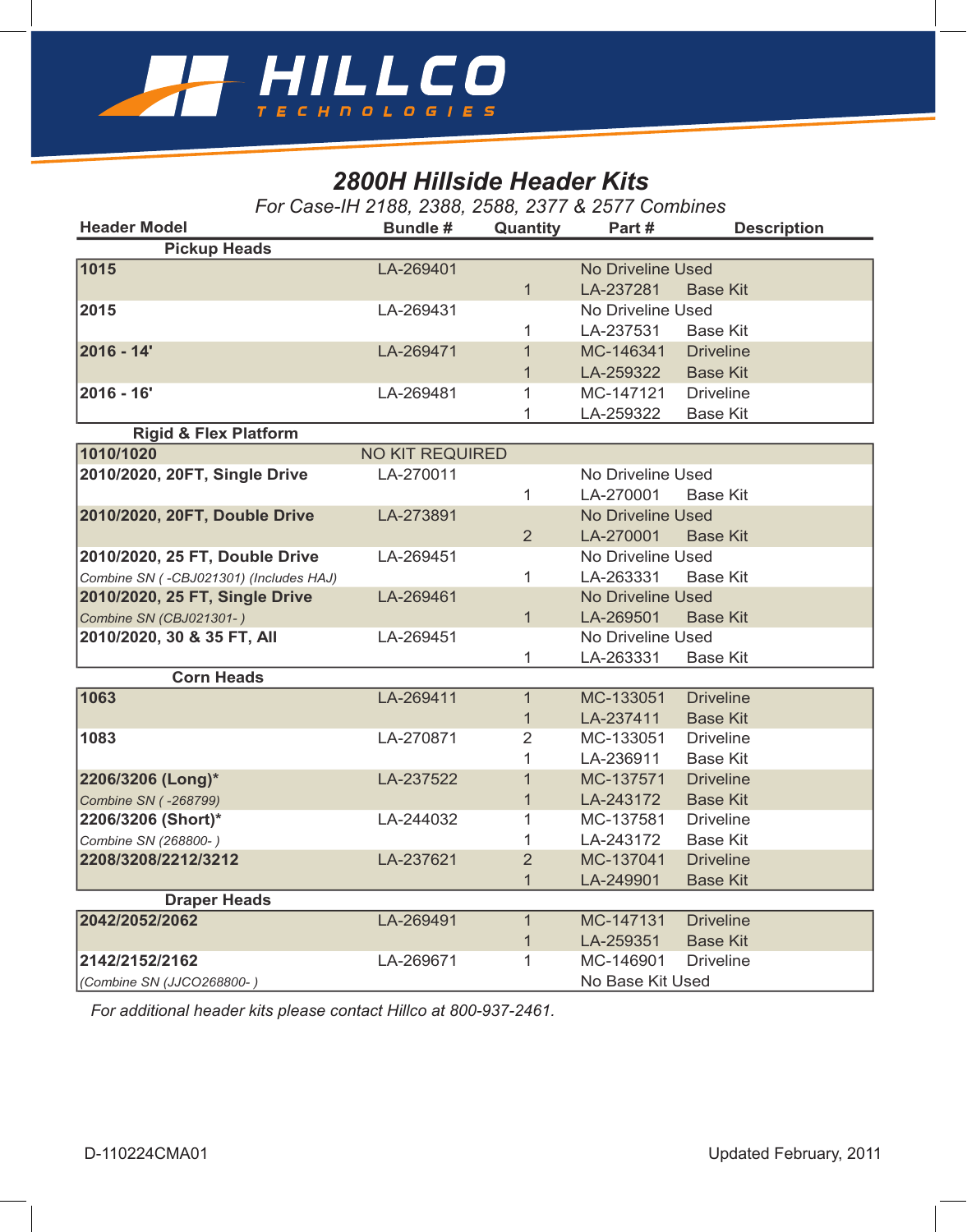HILLCO TECHNOLOGIES

# 2800H Hillside Header Kits

*For Case-IH 2188, 2388, 2588, 2377 & 2577 Combines*

| Header Model | Bundle # | Quantity | Part # | Description |
|---|---|---|---|---|
| **Pickup Heads** | | | | |
| **1015** | LA-269401 | | No Driveline Used | |
| | | 1 | LA-237281 | Base Kit |
| **2015** | LA-269431 | | No Driveline Used | |
| | | 1 | LA-237531 | Base Kit |
| **2016 - 14'** | LA-269471 | 1 | MC-146341 | Driveline |
| | | 1 | LA-259322 | Base Kit |
| **2016 - 16'** | LA-269481 | 1 | MC-147121 | Driveline |
| | | 1 | LA-259322 | Base Kit |
| **Rigid & Flex Platform** | | | | |
| **1010/1020** | NO KIT REQUIRED | | | |
| **2010/2020, 20FT, Single Drive** | LA-270011 | | No Driveline Used | |
| | | 1 | LA-270001 | Base Kit |
| **2010/2020, 20FT, Double Drive** | LA-273891 | | No Driveline Used | |
| | | 2 | LA-270001 | Base Kit |
| **2010/2020, 25 FT, Double Drive** | LA-269451 | | No Driveline Used | |
| *Combine SN ( -CBJ021301) (Includes HAJ)* | | 1 | LA-263331 | Base Kit |
| **2010/2020, 25 FT, Single Drive** | LA-269461 | | No Driveline Used | |
| *Combine SN (CBJ021301- )* | | 1 | LA-269501 | Base Kit |
| **2010/2020, 30 & 35 FT, All** | LA-269451 | | No Driveline Used | |
| | | 1 | LA-263331 | Base Kit |
| **Corn Heads** | | | | |
| **1063** | LA-269411 | 1 | MC-133051 | Driveline |
| | | 1 | LA-237411 | Base Kit |
| **1083** | LA-270871 | 2 | MC-133051 | Driveline |
| | | 1 | LA-236911 | Base Kit |
| **2206/3206 (Long)*** | LA-237522 | 1 | MC-137571 | Driveline |
| *Combine SN ( -268799)* | | 1 | LA-243172 | Base Kit |
| **2206/3206 (Short)*** | LA-244032 | 1 | MC-137581 | Driveline |
| *Combine SN (268800- )* | | 1 | LA-243172 | Base Kit |
| **2208/3208/2212/3212** | LA-237621 | 2 | MC-137041 | Driveline |
| | | 1 | LA-249901 | Base Kit |
| **Draper Heads** | | | | |
| **2042/2052/2062** | LA-269491 | 1 | MC-147131 | Driveline |
| | | 1 | LA-259351 | Base Kit |
| **2142/2152/2162** | LA-269671 | 1 | MC-146901 | Driveline |
| *(Combine SN (JJCO268800- )* | | | No Base Kit Used | |

*For additional header kits please contact Hillco at 800-937-2461.*

D-110224CMA01

Updated February, 2011